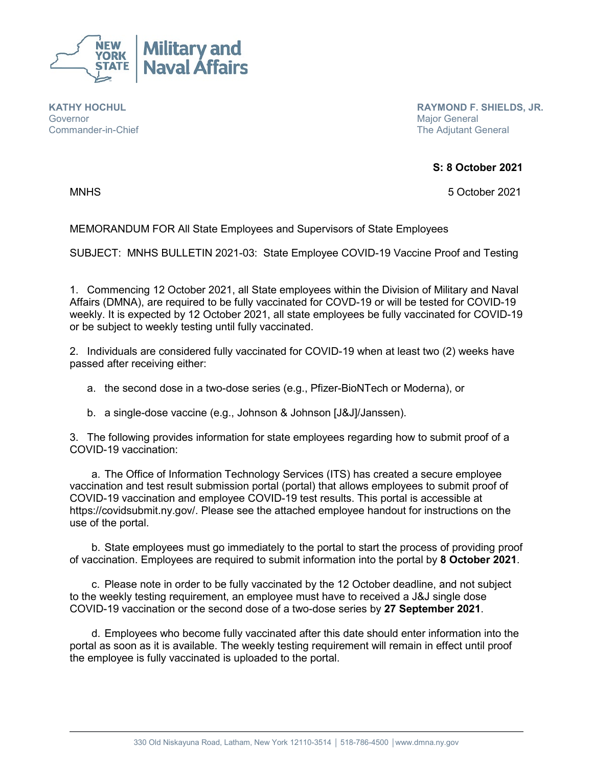**NEW YORK STATE | Military and Naval Affairs**

**KATHY HOCHUL**
Governor
Commander-in-Chief

**RAYMOND F. SHIELDS, JR.**
Major General
The Adjutant General

**S: 8 October 2021**

MNHS 5 October 2021

MEMORANDUM FOR All State Employees and Supervisors of State Employees

SUBJECT: MNHS BULLETIN 2021-03: State Employee COVID-19 Vaccine Proof and Testing

1. Commencing 12 October 2021, all State employees within the Division of Military and Naval Affairs (DMNA), are required to be fully vaccinated for COVD-19 or will be tested for COVID-19 weekly. It is expected by 12 October 2021, all state employees be fully vaccinated for COVID-19 or be subject to weekly testing until fully vaccinated.

2. Individuals are considered fully vaccinated for COVID-19 when at least two (2) weeks have passed after receiving either:

   a. the second dose in a two-dose series (e.g., Pfizer-BioNTech or Moderna), or

   b. a single-dose vaccine (e.g., Johnson & Johnson [J&J]/Janssen).

3. The following provides information for state employees regarding how to submit proof of a COVID-19 vaccination:

   a. The Office of Information Technology Services (ITS) has created a secure employee vaccination and test result submission portal (portal) that allows employees to submit proof of COVID-19 vaccination and employee COVID-19 test results. This portal is accessible at https://covidsubmit.ny.gov/. Please see the attached employee handout for instructions on the use of the portal.

   b. State employees must go immediately to the portal to start the process of providing proof of vaccination. Employees are required to submit information into the portal by **8 October 2021**.

   c. Please note in order to be fully vaccinated by the 12 October deadline, and not subject to the weekly testing requirement, an employee must have to received a J&J single dose COVID-19 vaccination or the second dose of a two-dose series by **27 September 2021**.

   d. Employees who become fully vaccinated after this date should enter information into the portal as soon as it is available. The weekly testing requirement will remain in effect until proof the employee is fully vaccinated is uploaded to the portal.

330 Old Niskayuna Road, Latham, New York 12110-3514 | 518-786-4500 | www.dmna.ny.gov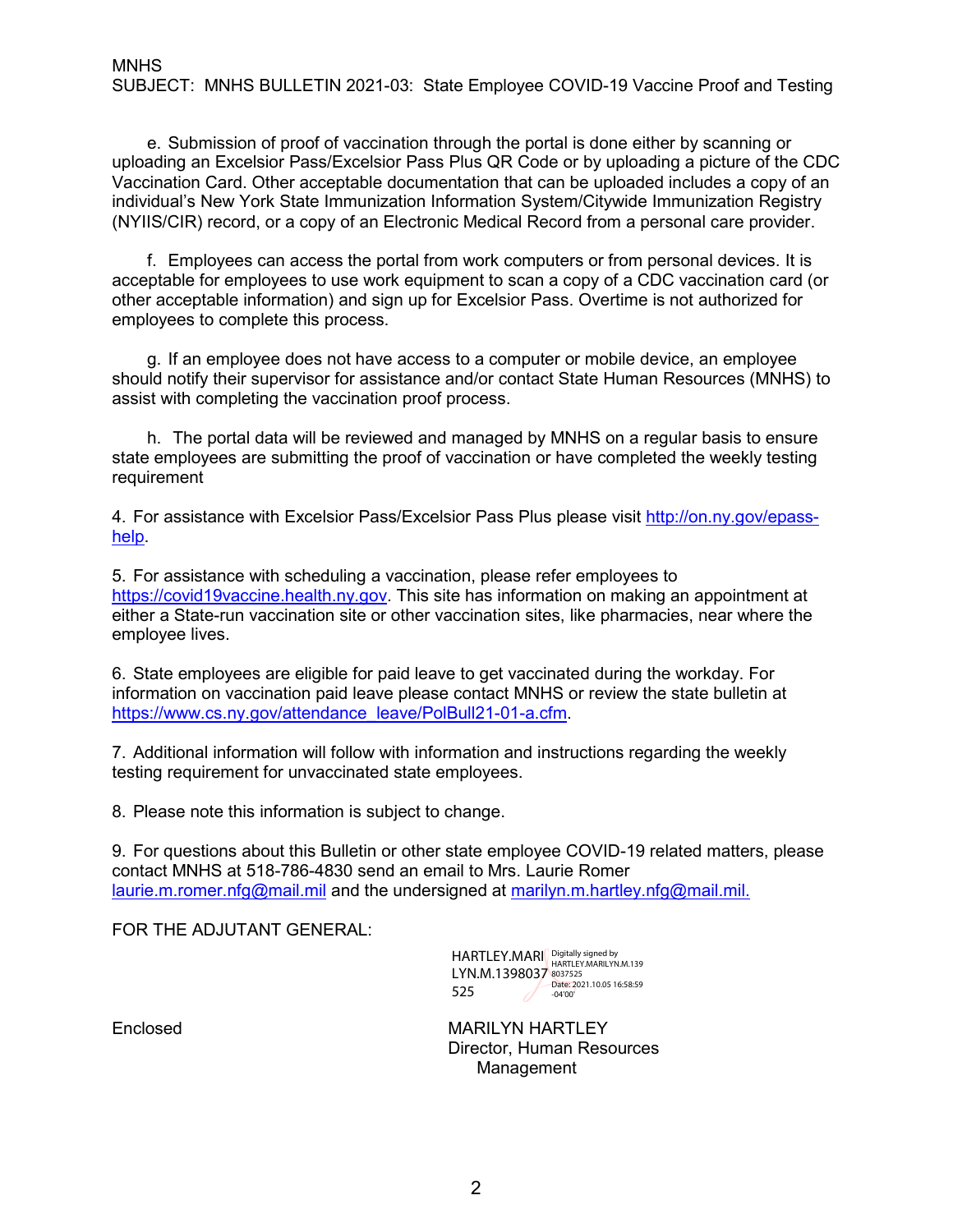e. Submission of proof of vaccination through the portal is done either by scanning or uploading an Excelsior Pass/Excelsior Pass Plus QR Code or by uploading a picture of the CDC Vaccination Card. Other acceptable documentation that can be uploaded includes a copy of an individual's New York State Immunization Information System/Citywide Immunization Registry (NYIIS/CIR) record, or a copy of an Electronic Medical Record from a personal care provider.

f. Employees can access the portal from work computers or from personal devices. It is acceptable for employees to use work equipment to scan a copy of a CDC vaccination card (or other acceptable information) and sign up for Excelsior Pass. Overtime is not authorized for employees to complete this process.

g. If an employee does not have access to a computer or mobile device, an employee should notify their supervisor for assistance and/or contact State Human Resources (MNHS) to assist with completing the vaccination proof process.

h. The portal data will be reviewed and managed by MNHS on a regular basis to ensure state employees are submitting the proof of vaccination or have completed the weekly testing requirement

4. For assistance with Excelsior Pass/Excelsior Pass Plus please visit http://on.ny.gov/epass-help.

5. For assistance with scheduling a vaccination, please refer employees to https://covid19vaccine.health.ny.gov. This site has information on making an appointment at either a State-run vaccination site or other vaccination sites, like pharmacies, near where the employee lives.

6. State employees are eligible for paid leave to get vaccinated during the workday. For information on vaccination paid leave please contact MNHS or review the state bulletin at https://www.cs.ny.gov/attendance_leave/PolBull21-01-a.cfm.

7. Additional information will follow with information and instructions regarding the weekly testing requirement for unvaccinated state employees.

8. Please note this information is subject to change.

9. For questions about this Bulletin or other state employee COVID-19 related matters, please contact MNHS at 518-786-4830 send an email to Mrs. Laurie Romer laurie.m.romer.nfg@mail.mil and the undersigned at marilyn.m.hartley.nfg@mail.mil.

FOR THE ADJUTANT GENERAL:

HARTLEY.MARILYN.M.1398037525
Digitally signed by HARTLEY.MARILYN.M.1398037525
Date: 2021.10.05 16:58:59 -04'00'

Enclosed

MARILYN HARTLEY
Director, Human Resources Management